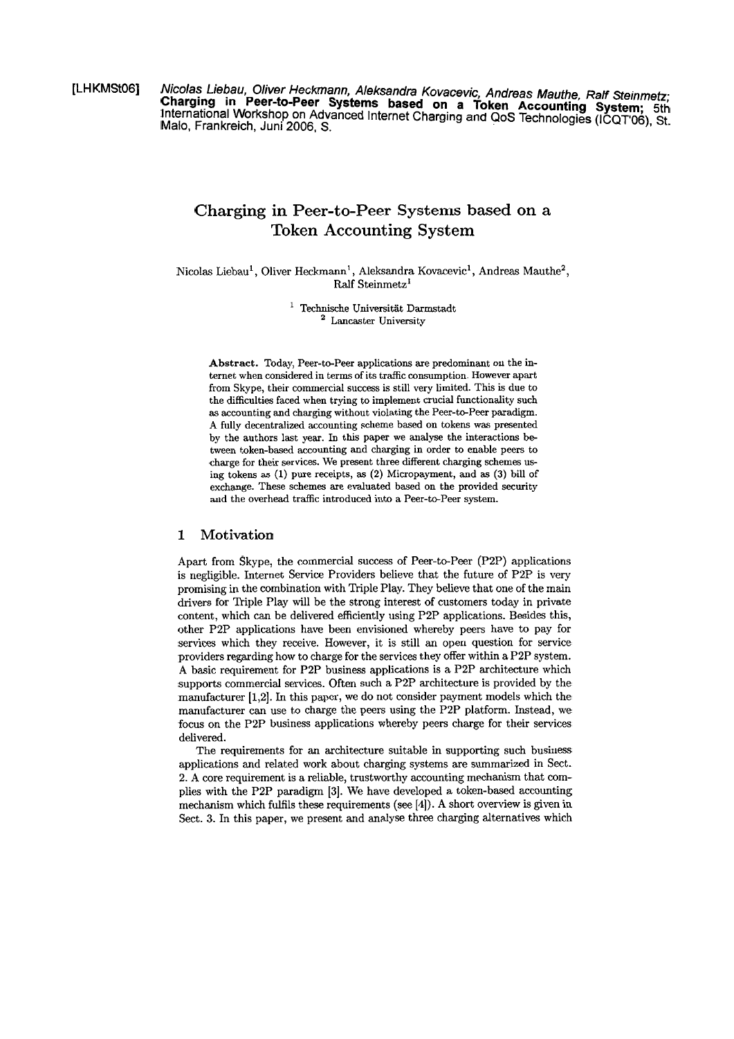[LHKMSt06] *Nicolas Liebau, Oliver Heckmann, Aleksandra Kovacevic, Andreas Mauthe, Ralf Steinmetz;* **Charging in Peer-to-Peer Systems based on a Token Accounting System;** 5th International Workshop on Advanced Internet Charging and QoS Technologies (ICQT'06), St. Malo, Frankreich, Juni 2006, S.

# Charging in Peer-to-Peer Systems based on a Token Accounting System

Nicolas Liebau[1], Oliver Heckmann[1], Aleksandra Kovacevic[1], Andreas Mauthe[2], Ralf Steinmetz[1]

[1] Technische Universität Darmstadt
[2] Lancaster University

**Abstract.** Today, Peer-to-Peer applications are predominant on the internet when considered in terms of its traffic consumption. However apart from Skype, their commercial success is still very limited. This is due to the difficulties faced when trying to implement crucial functionality such as accounting and charging without violating the Peer-to-Peer paradigm. A fully decentralized accounting scheme based on tokens was presented by the authors last year. In this paper we analyse the interactions between token-based accounting and charging in order to enable peers to charge for their services. We present three different charging schemes using tokens as (1) pure receipts, as (2) Micropayment, and as (3) bill of exchange. These schemes are evaluated based on the provided security and the overhead traffic introduced into a Peer-to-Peer system.

## 1 Motivation

Apart from Skype, the commercial success of Peer-to-Peer (P2P) applications is negligible. Internet Service Providers believe that the future of P2P is very promising in the combination with Triple Play. They believe that one of the main drivers for Triple Play will be the strong interest of customers today in private content, which can be delivered efficiently using P2P applications. Besides this, other P2P applications have been envisioned whereby peers have to pay for services which they receive. However, it is still an open question for service providers regarding how to charge for the services they offer within a P2P system. A basic requirement for P2P business applications is a P2P architecture which supports commercial services. Often such a P2P architecture is provided by the manufacturer [1,2]. In this paper, we do not consider payment models which the manufacturer can use to charge the peers using the P2P platform. Instead, we focus on the P2P business applications whereby peers charge for their services delivered.

The requirements for an architecture suitable in supporting such business applications and related work about charging systems are summarized in Sect. 2. A core requirement is a reliable, trustworthy accounting mechanism that complies with the P2P paradigm [3]. We have developed a token-based accounting mechanism which fulfils these requirements (see [4]). A short overview is given in Sect. 3. In this paper, we present and analyse three charging alternatives which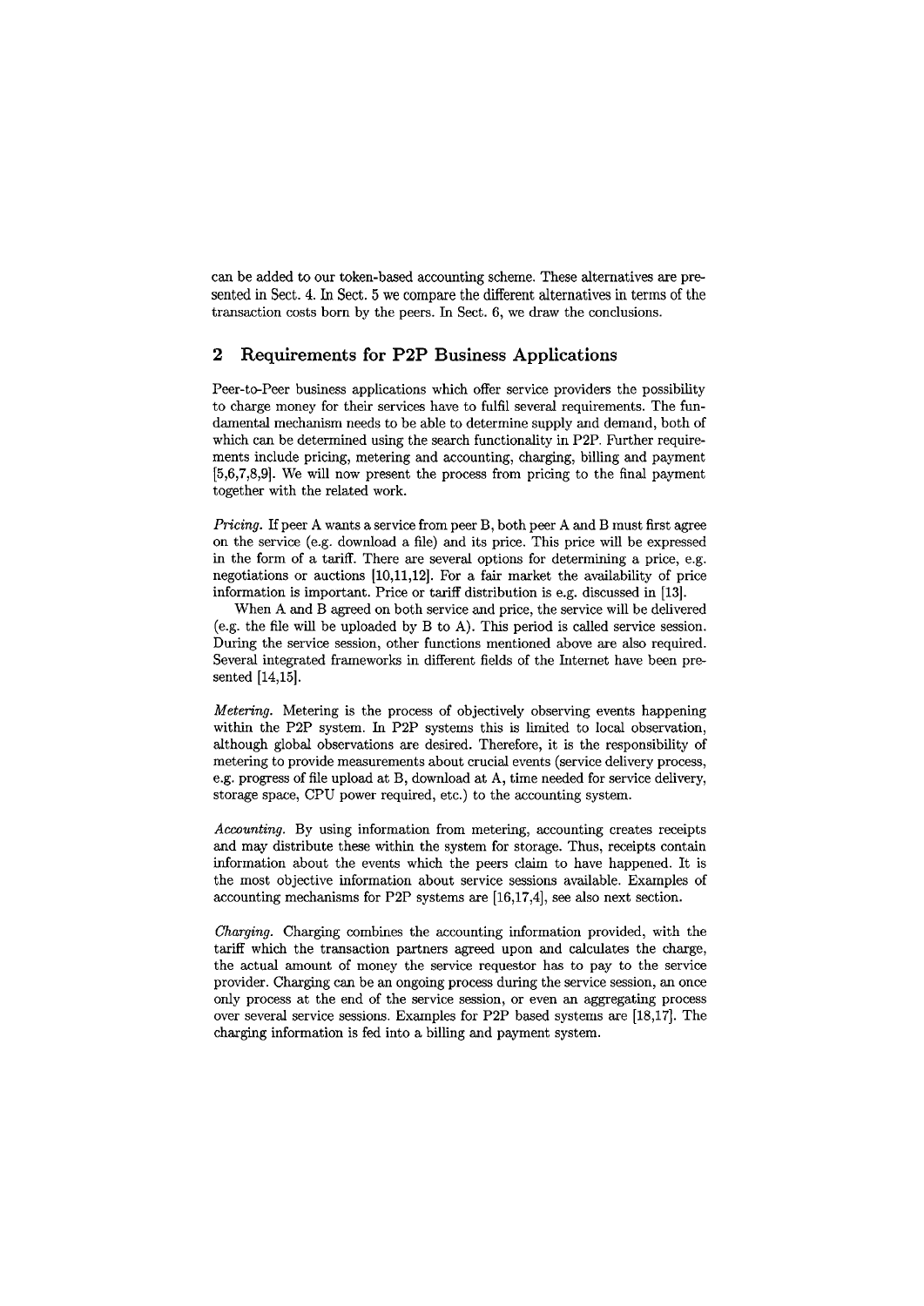can be added to our token-based accounting scheme. These alternatives are presented in Sect. 4. In Sect. 5 we compare the different alternatives in terms of the transaction costs born by the peers. In Sect. 6, we draw the conclusions.

## 2 Requirements for P2P Business Applications

Peer-to-Peer business applications which offer service providers the possibility to charge money for their services have to fulfil several requirements. The fundamental mechanism needs to be able to determine supply and demand, both of which can be determined using the search functionality in P2P. Further requirements include pricing, metering and accounting, charging, billing and payment [5,6,7,8,9]. We will now present the process from pricing to the final payment together with the related work.

*Pricing.* If peer A wants a service from peer B, both peer A and B must first agree on the service (e.g. download a file) and its price. This price will be expressed in the form of a tariff. There are several options for determining a price, e.g. negotiations or auctions [10,11,12]. For a fair market the availability of price information is important. Price or tariff distribution is e.g. discussed in [13].

When A and B agreed on both service and price, the service will be delivered (e.g. the file will be uploaded by B to A). This period is called service session. During the service session, other functions mentioned above are also required. Several integrated frameworks in different fields of the Internet have been presented [14,15].

*Metering.* Metering is the process of objectively observing events happening within the P2P system. In P2P systems this is limited to local observation, although global observations are desired. Therefore, it is the responsibility of metering to provide measurements about crucial events (service delivery process, e.g. progress of file upload at B, download at A, time needed for service delivery, storage space, CPU power required, etc.) to the accounting system.

*Accounting.* By using information from metering, accounting creates receipts and may distribute these within the system for storage. Thus, receipts contain information about the events which the peers claim to have happened. It is the most objective information about service sessions available. Examples of accounting mechanisms for P2P systems are [16,17,4], see also next section.

*Charging.* Charging combines the accounting information provided, with the tariff which the transaction partners agreed upon and calculates the charge, the actual amount of money the service requestor has to pay to the service provider. Charging can be an ongoing process during the service session, an once only process at the end of the service session, or even an aggregating process over several service sessions. Examples for P2P based systems are [18,17]. The charging information is fed into a billing and payment system.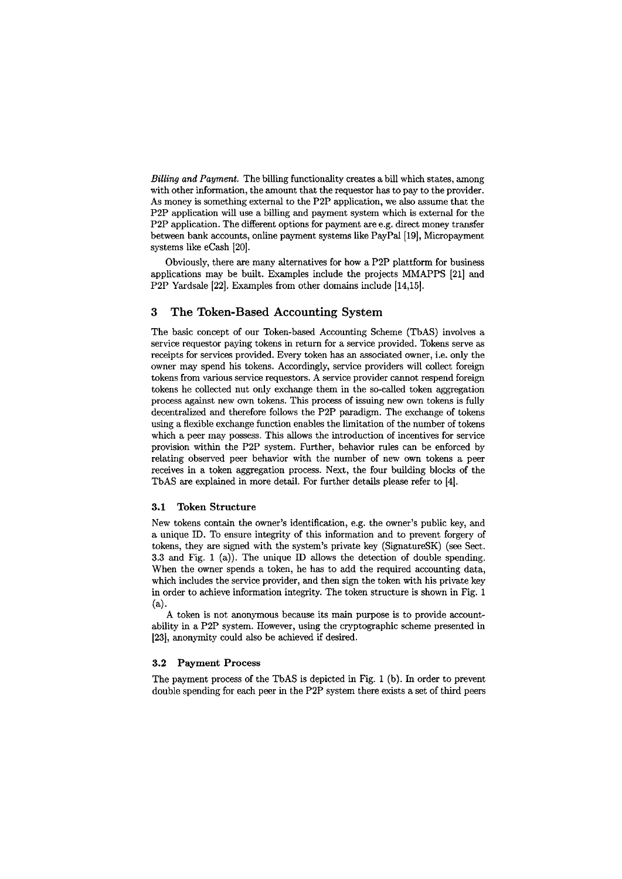*Billing and Payment.* The billing functionality creates a bill which states, among with other information, the amount that the requestor has to pay to the provider. As money is something external to the P2P application, we also assume that the P2P application will use a billing and payment system which is external for the P2P application. The different options for payment are e.g. direct money transfer between bank accounts, online payment systems like PayPal [19], Micropayment systems like eCash [20].

Obviously, there are many alternatives for how a P2P plattform for business applications may be built. Examples include the projects MMAPPS [21] and P2P Yardsale [22]. Examples from other domains include [14,15].

## 3 The Token-Based Accounting System

The basic concept of our Token-based Accounting Scheme (TbAS) involves a service requestor paying tokens in return for a service provided. Tokens serve as receipts for services provided. Every token has an associated owner, i.e. only the owner may spend his tokens. Accordingly, service providers will collect foreign tokens from various service requestors. A service provider cannot respend foreign tokens he collected nut only exchange them in the so-called token aggregation process against new own tokens. This process of issuing new own tokens is fully decentralized and therefore follows the P2P paradigm. The exchange of tokens using a flexible exchange function enables the limitation of the number of tokens which a peer may possess. This allows the introduction of incentives for service provision within the P2P system. Further, behavior rules can be enforced by relating observed peer behavior with the number of new own tokens a peer receives in a token aggregation process. Next, the four building blocks of the TbAS are explained in more detail. For further details please refer to [4].

### 3.1 Token Structure

New tokens contain the owner's identification, e.g. the owner's public key, and a unique ID. To ensure integrity of this information and to prevent forgery of tokens, they are signed with the system's private key (SignatureSK) (see Sect. 3.3 and Fig. 1 (a)). The unique ID allows the detection of double spending. When the owner spends a token, he has to add the required accounting data, which includes the service provider, and then sign the token with his private key in order to achieve information integrity. The token structure is shown in Fig. 1 (a).

A token is not anonymous because its main purpose is to provide accountability in a P2P system. However, using the cryptographic scheme presented in [23], anonymity could also be achieved if desired.

### 3.2 Payment Process

The payment process of the TbAS is depicted in Fig. 1 (b). In order to prevent double spending for each peer in the P2P system there exists a set of third peers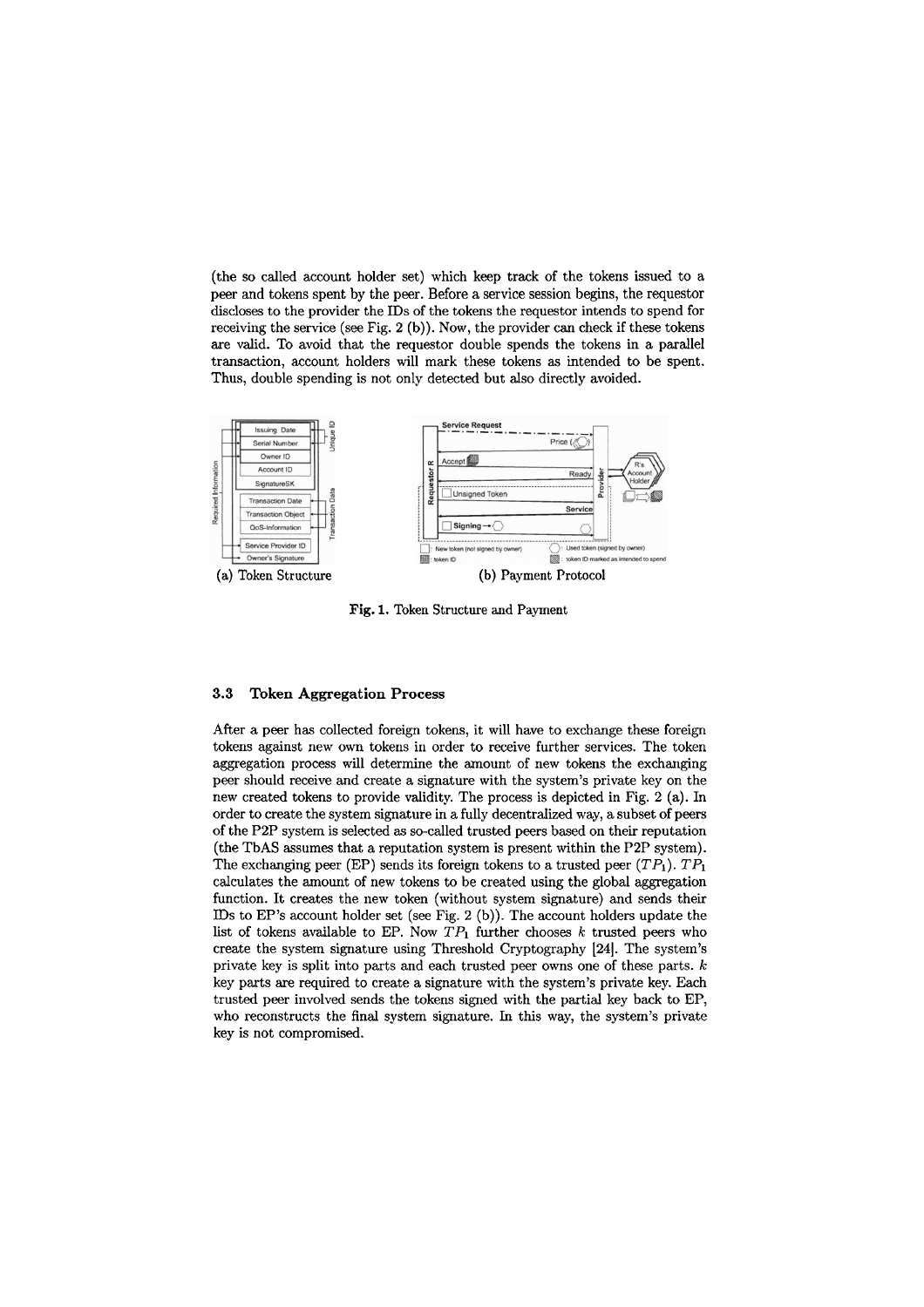(the so called account holder set) which keep track of the tokens issued to a peer and tokens spent by the peer. Before a service session begins, the requestor discloses to the provider the IDs of the tokens the requestor intends to spend for receiving the service (see Fig. 2 (b)). Now, the provider can check if these tokens are valid. To avoid that the requestor double spends the tokens in a parallel transaction, account holders will mark these tokens as intended to be spent. Thus, double spending is not only detected but also directly avoided.

(a) Token Structure

(b) Payment Protocol

**Fig. 1.** Token Structure and Payment

### 3.3 Token Aggregation Process

After a peer has collected foreign tokens, it will have to exchange these foreign tokens against new own tokens in order to receive further services. The token aggregation process will determine the amount of new tokens the exchanging peer should receive and create a signature with the system's private key on the new created tokens to provide validity. The process is depicted in Fig. 2 (a). In order to create the system signature in a fully decentralized way, a subset of peers of the P2P system is selected as so-called trusted peers based on their reputation (the TbAS assumes that a reputation system is present within the P2P system). The exchanging peer (EP) sends its foreign tokens to a trusted peer ($TP_1$). $TP_1$ calculates the amount of new tokens to be created using the global aggregation function. It creates the new token (without system signature) and sends their IDs to EP's account holder set (see Fig. 2 (b)). The account holders update the list of tokens available to EP. Now $TP_1$ further chooses $k$ trusted peers who create the system signature using Threshold Cryptography [24]. The system's private key is split into parts and each trusted peer owns one of these parts. $k$ key parts are required to create a signature with the system's private key. Each trusted peer involved sends the tokens signed with the partial key back to EP, who reconstructs the final system signature. In this way, the system's private key is not compromised.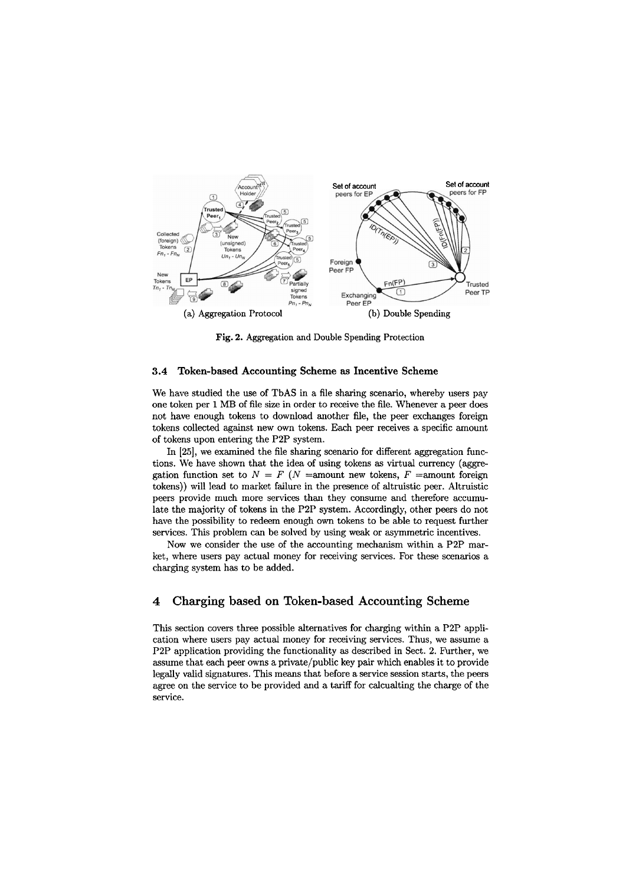(a) Aggregation Protocol (b) Double Spending

**Fig. 2.** Aggregation and Double Spending Protection

### 3.4 Token-based Accounting Scheme as Incentive Scheme

We have studied the use of TbAS in a file sharing scenario, whereby users pay one token per 1 MB of file size in order to receive the file. Whenever a peer does not have enough tokens to download another file, the peer exchanges foreign tokens collected against new own tokens. Each peer receives a specific amount of tokens upon entering the P2P system.

In [25], we examined the file sharing scenario for different aggregation functions. We have shown that the idea of using tokens as virtual currency (aggregation function set to $N = F$ ($N$ =amount new tokens, $F$ =amount foreign tokens)) will lead to market failure in the presence of altruistic peer. Altruistic peers provide much more services than they consume and therefore accumulate the majority of tokens in the P2P system. Accordingly, other peers do not have the possibility to redeem enough own tokens to be able to request further services. This problem can be solved by using weak or asymmetric incentives.

Now we consider the use of the accounting mechanism within a P2P market, where users pay actual money for receiving services. For these scenarios a charging system has to be added.

## 4 Charging based on Token-based Accounting Scheme

This section covers three possible alternatives for charging within a P2P application where users pay actual money for receiving services. Thus, we assume a P2P application providing the functionality as described in Sect. 2. Further, we assume that each peer owns a private/public key pair which enables it to provide legally valid signatures. This means that before a service session starts, the peers agree on the service to be provided and a tariff for calcualting the charge of the service.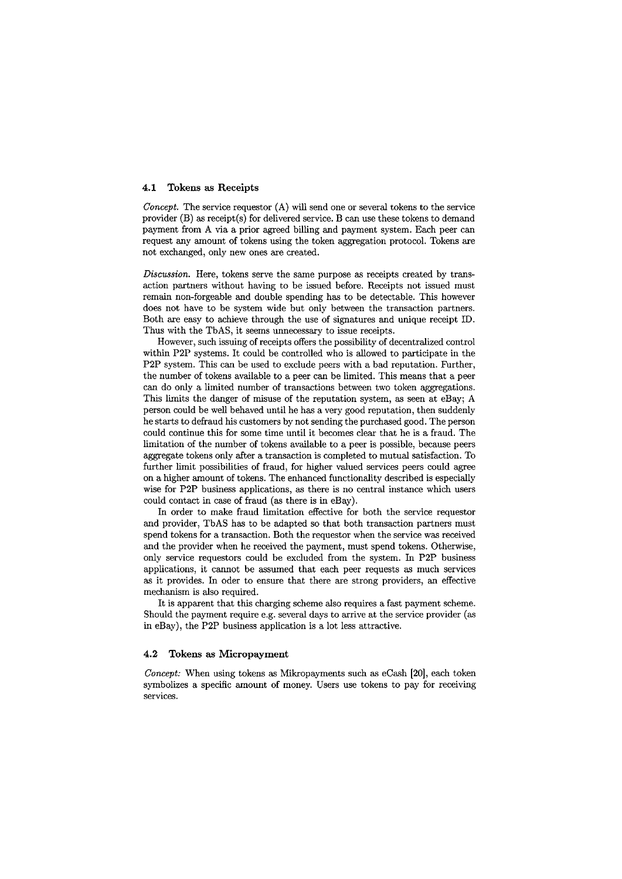### 4.1 Tokens as Receipts

*Concept.* The service requestor (A) will send one or several tokens to the service provider (B) as receipt(s) for delivered service. B can use these tokens to demand payment from A via a prior agreed billing and payment system. Each peer can request any amount of tokens using the token aggregation protocol. Tokens are not exchanged, only new ones are created.

*Discussion.* Here, tokens serve the same purpose as receipts created by transaction partners without having to be issued before. Receipts not issued must remain non-forgeable and double spending has to be detectable. This however does not have to be system wide but only between the transaction partners. Both are easy to achieve through the use of signatures and unique receipt ID. Thus with the TbAS, it seems unnecessary to issue receipts.

However, such issuing of receipts offers the possibility of decentralized control within P2P systems. It could be controlled who is allowed to participate in the P2P system. This can be used to exclude peers with a bad reputation. Further, the number of tokens available to a peer can be limited. This means that a peer can do only a limited number of transactions between two token aggregations. This limits the danger of misuse of the reputation system, as seen at eBay; A person could be well behaved until he has a very good reputation, then suddenly he starts to defraud his customers by not sending the purchased good. The person could continue this for some time until it becomes clear that he is a fraud. The limitation of the number of tokens available to a peer is possible, because peers aggregate tokens only after a transaction is completed to mutual satisfaction. To further limit possibilities of fraud, for higher valued services peers could agree on a higher amount of tokens. The enhanced functionality described is especially wise for P2P business applications, as there is no central instance which users could contact in case of fraud (as there is in eBay).

In order to make fraud limitation effective for both the service requestor and provider, TbAS has to be adapted so that both transaction partners must spend tokens for a transaction. Both the requestor when the service was received and the provider when he received the payment, must spend tokens. Otherwise, only service requestors could be excluded from the system. In P2P business applications, it cannot be assumed that each peer requests as much services as it provides. In oder to ensure that there are strong providers, an effective mechanism is also required.

It is apparent that this charging scheme also requires a fast payment scheme. Should the payment require e.g. several days to arrive at the service provider (as in eBay), the P2P business application is a lot less attractive.

### 4.2 Tokens as Micropayment

*Concept:* When using tokens as Mikropayments such as eCash [20], each token symbolizes a specific amount of money. Users use tokens to pay for receiving services.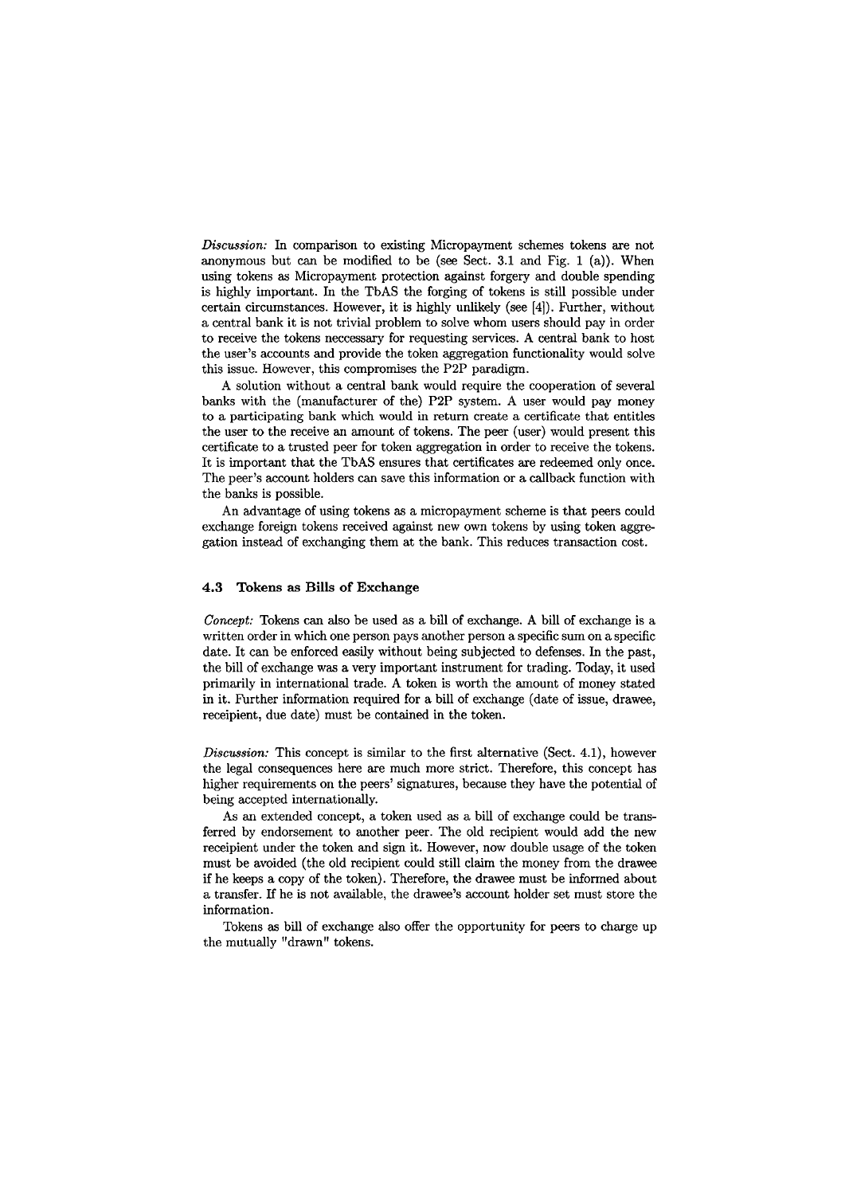*Discussion:* In comparison to existing Micropayment schemes tokens are not anonymous but can be modified to be (see Sect. 3.1 and Fig. 1 (a)). When using tokens as Micropayment protection against forgery and double spending is highly important. In the TbAS the forging of tokens is still possible under certain circumstances. However, it is highly unlikely (see [4]). Further, without a central bank it is not trivial problem to solve whom users should pay in order to receive the tokens neccessary for requesting services. A central bank to host the user's accounts and provide the token aggregation functionality would solve this issue. However, this compromises the P2P paradigm.

A solution without a central bank would require the cooperation of several banks with the (manufacturer of the) P2P system. A user would pay money to a participating bank which would in return create a certificate that entitles the user to the receive an amount of tokens. The peer (user) would present this certificate to a trusted peer for token aggregation in order to receive the tokens. It is important that the TbAS ensures that certificates are redeemed only once. The peer's account holders can save this information or a callback function with the banks is possible.

An advantage of using tokens as a micropayment scheme is that peers could exchange foreign tokens received against new own tokens by using token aggregation instead of exchanging them at the bank. This reduces transaction cost.

### 4.3 Tokens as Bills of Exchange

*Concept:* Tokens can also be used as a bill of exchange. A bill of exchange is a written order in which one person pays another person a specific sum on a specific date. It can be enforced easily without being subjected to defenses. In the past, the bill of exchange was a very important instrument for trading. Today, it used primarily in international trade. A token is worth the amount of money stated in it. Further information required for a bill of exchange (date of issue, drawee, receipient, due date) must be contained in the token.

*Discussion:* This concept is similar to the first alternative (Sect. 4.1), however the legal consequences here are much more strict. Therefore, this concept has higher requirements on the peers' signatures, because they have the potential of being accepted internationally.

As an extended concept, a token used as a bill of exchange could be transferred by endorsement to another peer. The old recipient would add the new receipient under the token and sign it. However, now double usage of the token must be avoided (the old recipient could still claim the money from the drawee if he keeps a copy of the token). Therefore, the drawee must be informed about a transfer. If he is not available, the drawee's account holder set must store the information.

Tokens as bill of exchange also offer the opportunity for peers to charge up the mutually "drawn" tokens.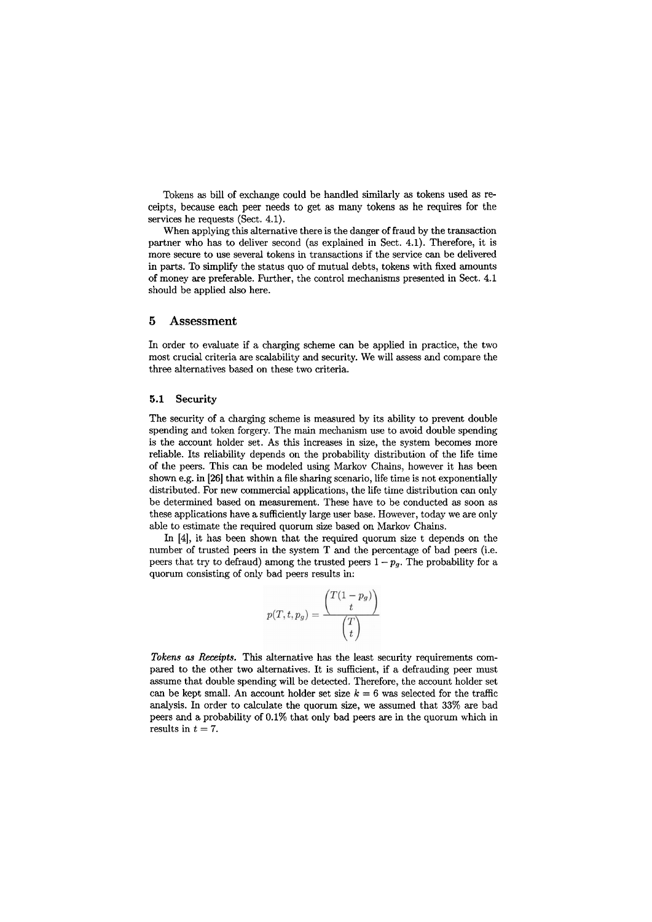Tokens as bill of exchange could be handled similarly as tokens used as receipts, because each peer needs to get as many tokens as he requires for the services he requests (Sect. 4.1).

When applying this alternative there is the danger of fraud by the transaction partner who has to deliver second (as explained in Sect. 4.1). Therefore, it is more secure to use several tokens in transactions if the service can be delivered in parts. To simplify the status quo of mutual debts, tokens with fixed amounts of money are preferable. Further, the control mechanisms presented in Sect. 4.1 should be applied also here.

## 5 Assessment

In order to evaluate if a charging scheme can be applied in practice, the two most crucial criteria are scalability and security. We will assess and compare the three alternatives based on these two criteria.

### 5.1 Security

The security of a charging scheme is measured by its ability to prevent double spending and token forgery. The main mechanism use to avoid double spending is the account holder set. As this increases in size, the system becomes more reliable. Its reliability depends on the probability distribution of the life time of the peers. This can be modeled using Markov Chains, however it has been shown e.g. in [26] that within a file sharing scenario, life time is not exponentially distributed. For new commercial applications, the life time distribution can only be determined based on measurement. These have to be conducted as soon as these applications have a sufficiently large user base. However, today we are only able to estimate the required quorum size based on Markov Chains.

In [4], it has been shown that the required quorum size t depends on the number of trusted peers in the system T and the percentage of bad peers (i.e. peers that try to defraud) among the trusted peers $1 - p_g$. The probability for a quorum consisting of only bad peers results in:

$$p(T, t, p_g) = \frac{\binom{T(1-p_g)}{t}}{\binom{T}{t}}$$

*Tokens as Receipts.* This alternative has the least security requirements compared to the other two alternatives. It is sufficient, if a defrauding peer must assume that double spending will be detected. Therefore, the account holder set can be kept small. An account holder set size $k = 6$ was selected for the traffic analysis. In order to calculate the quorum size, we assumed that 33% are bad peers and a probability of 0.1% that only bad peers are in the quorum which in results in $t = 7$.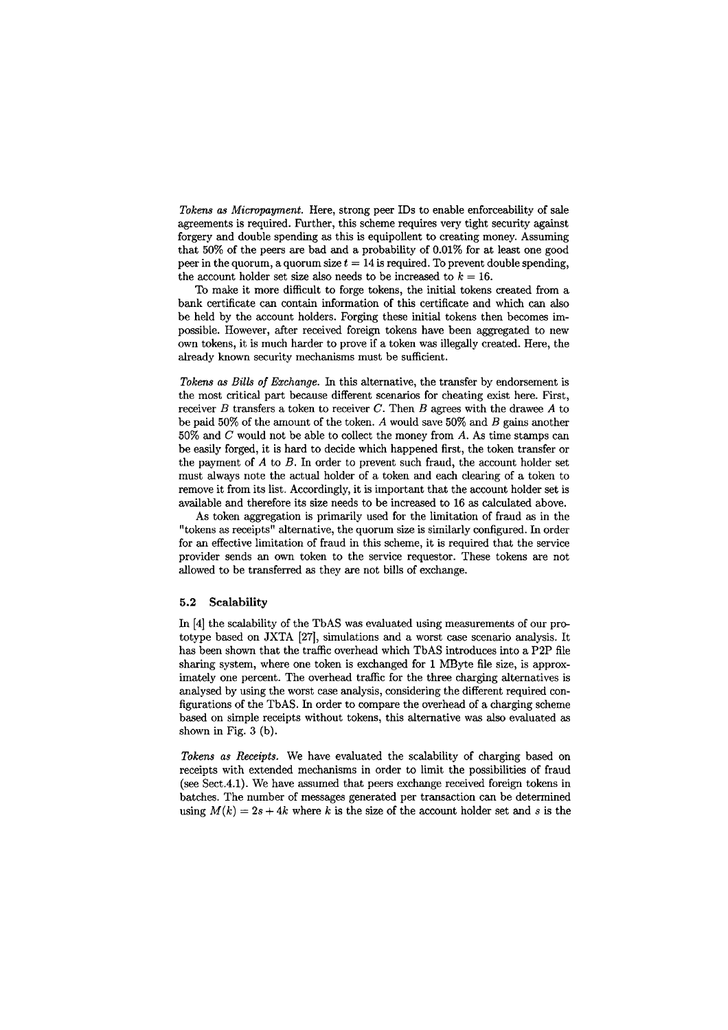*Tokens as Micropayment.* Here, strong peer IDs to enable enforceability of sale agreements is required. Further, this scheme requires very tight security against forgery and double spending as this is equipollent to creating money. Assuming that 50% of the peers are bad and a probability of 0.01% for at least one good peer in the quorum, a quorum size $t = 14$ is required. To prevent double spending, the account holder set size also needs to be increased to $k = 16$.

To make it more difficult to forge tokens, the initial tokens created from a bank certificate can contain information of this certificate and which can also be held by the account holders. Forging these initial tokens then becomes impossible. However, after received foreign tokens have been aggregated to new own tokens, it is much harder to prove if a token was illegally created. Here, the already known security mechanisms must be sufficient.

*Tokens as Bills of Exchange.* In this alternative, the transfer by endorsement is the most critical part because different scenarios for cheating exist here. First, receiver $B$ transfers a token to receiver $C$. Then $B$ agrees with the drawee $A$ to be paid 50% of the amount of the token. $A$ would save 50% and $B$ gains another 50% and $C$ would not be able to collect the money from $A$. As time stamps can be easily forged, it is hard to decide which happened first, the token transfer or the payment of $A$ to $B$. In order to prevent such fraud, the account holder set must always note the actual holder of a token and each clearing of a token to remove it from its list. Accordingly, it is important that the account holder set is available and therefore its size needs to be increased to 16 as calculated above.

As token aggregation is primarily used for the limitation of fraud as in the "tokens as receipts" alternative, the quorum size is similarly configured. In order for an effective limitation of fraud in this scheme, it is required that the service provider sends an own token to the service requestor. These tokens are not allowed to be transferred as they are not bills of exchange.

### 5.2 Scalability

In [4] the scalability of the TbAS was evaluated using measurements of our prototype based on JXTA [27], simulations and a worst case scenario analysis. It has been shown that the traffic overhead which TbAS introduces into a P2P file sharing system, where one token is exchanged for 1 MByte file size, is approximately one percent. The overhead traffic for the three charging alternatives is analysed by using the worst case analysis, considering the different required configurations of the TbAS. In order to compare the overhead of a charging scheme based on simple receipts without tokens, this alternative was also evaluated as shown in Fig. 3 (b).

*Tokens as Receipts.* We have evaluated the scalability of charging based on receipts with extended mechanisms in order to limit the possibilities of fraud (see Sect.4.1). We have assumed that peers exchange received foreign tokens in batches. The number of messages generated per transaction can be determined using $M(k) = 2s + 4k$ where $k$ is the size of the account holder set and $s$ is the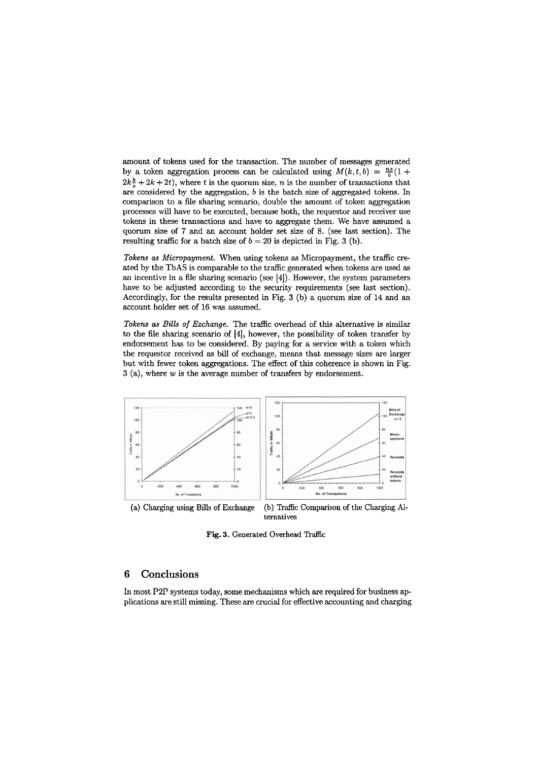amount of tokens used for the transaction. The number of messages generated by a token aggregation process can be calculated using $M(k,t,b) = \frac{ns}{b}(1 + 2k\frac{b}{s} + 2k + 2t)$, where $t$ is the quorum size, $n$ is the number of transactions that are considered by the aggregation, $b$ is the batch size of aggregated tokens. In comparison to a file sharing scenario, double the amount of token aggregation processes will have to be executed, because both, the requestor and receiver use tokens in these transactions and have to aggregate them. We have assumed a quorum size of 7 and an account holder set size of 8. (see last section). The resulting traffic for a batch size of $b = 20$ is depicted in Fig. 3 (b).

*Tokens as Micropayment.* When using tokens as Micropayment, the traffic created by the TbAS is comparable to the traffic generated when tokens are used as an incentive in a file sharing scenario (see [4]). However, the system parameters have to be adjusted according to the security requirements (see last section). Accordingly, for the results presented in Fig. 3 (b) a quorum size of 14 and an account holder set of 16 was assumed.

*Tokens as Bills of Exchange.* The traffic overhead of this alternative is similar to the file sharing scenario of [4], however, the possibility of token transfer by endorsement has to be considered. By paying for a service with a token which the requestor received as bill of exchange, means that message sizes are larger but with fewer token aggregations. The effect of this coherence is shown in Fig. 3 (a), where $w$ is the average number of transfers by endorsement.

(a) Charging using Bills of Exchange

(b) Traffic Comparison of the Charging Alternatives

**Fig. 3.** Generated Overhead Traffic

## 6 Conclusions

In most P2P systems today, some mechanisms which are required for business applications are still missing. These are crucial for effective accounting and charging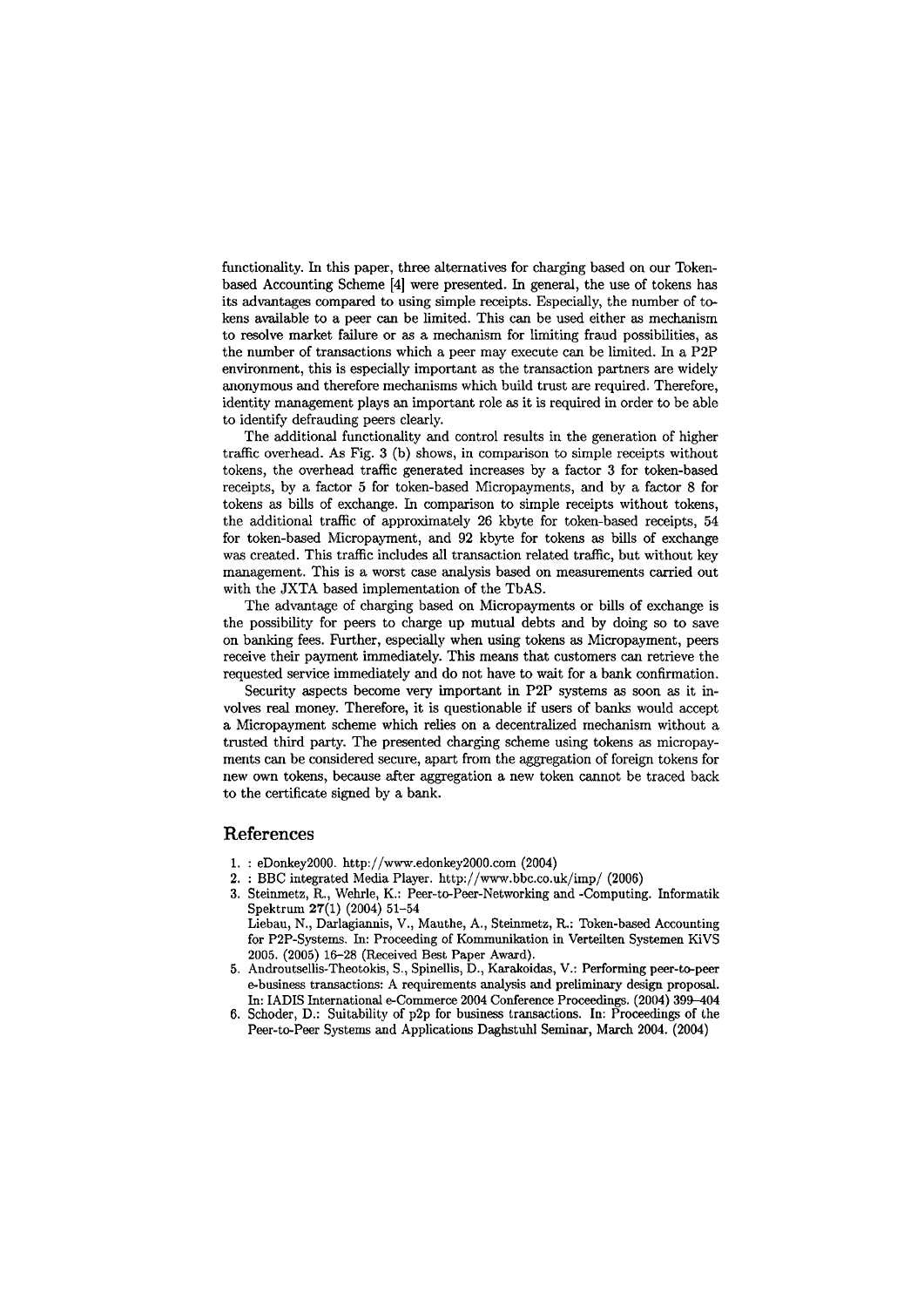functionality. In this paper, three alternatives for charging based on our Token-based Accounting Scheme [4] were presented. In general, the use of tokens has its advantages compared to using simple receipts. Especially, the number of tokens available to a peer can be limited. This can be used either as mechanism to resolve market failure or as a mechanism for limiting fraud possibilities, as the number of transactions which a peer may execute can be limited. In a P2P environment, this is especially important as the transaction partners are widely anonymous and therefore mechanisms which build trust are required. Therefore, identity management plays an important role as it is required in order to be able to identify defrauding peers clearly.

The additional functionality and control results in the generation of higher traffic overhead. As Fig. 3 (b) shows, in comparison to simple receipts without tokens, the overhead traffic generated increases by a factor 3 for token-based receipts, by a factor 5 for token-based Micropayments, and by a factor 8 for tokens as bills of exchange. In comparison to simple receipts without tokens, the additional traffic of approximately 26 kbyte for token-based receipts, 54 for token-based Micropayment, and 92 kbyte for tokens as bills of exchange was created. This traffic includes all transaction related traffic, but without key management. This is a worst case analysis based on measurements carried out with the JXTA based implementation of the TbAS.

The advantage of charging based on Micropayments or bills of exchange is the possibility for peers to charge up mutual debts and by doing so to save on banking fees. Further, especially when using tokens as Micropayment, peers receive their payment immediately. This means that customers can retrieve the requested service immediately and do not have to wait for a bank confirmation.

Security aspects become very important in P2P systems as soon as it involves real money. Therefore, it is questionable if users of banks would accept a Micropayment scheme which relies on a decentralized mechanism without a trusted third party. The presented charging scheme using tokens as micropayments can be considered secure, apart from the aggregation of foreign tokens for new own tokens, because after aggregation a new token cannot be traced back to the certificate signed by a bank.

## References

1. : eDonkey2000. http://www.edonkey2000.com (2004)
2. : BBC integrated Media Player. http://www.bbc.co.uk/imp/ (2006)
3. Steinmetz, R., Wehrle, K.: Peer-to-Peer-Networking and -Computing. Informatik Spektrum **27**(1) (2004) 51–54
   Liebau, N., Darlagiannis, V., Mauthe, A., Steinmetz, R.: Token-based Accounting for P2P-Systems. In: Proceeding of Kommunikation in Verteilten Systemen KiVS 2005. (2005) 16–28 (Received Best Paper Award).
5. Androutsellis-Theotokis, S., Spinellis, D., Karakoidas, V.: Performing peer-to-peer e-business transactions: A requirements analysis and preliminary design proposal. In: IADIS International e-Commerce 2004 Conference Proceedings. (2004) 399–404
6. Schoder, D.: Suitability of p2p for business transactions. In: Proceedings of the Peer-to-Peer Systems and Applications Daghstuhl Seminar, March 2004. (2004)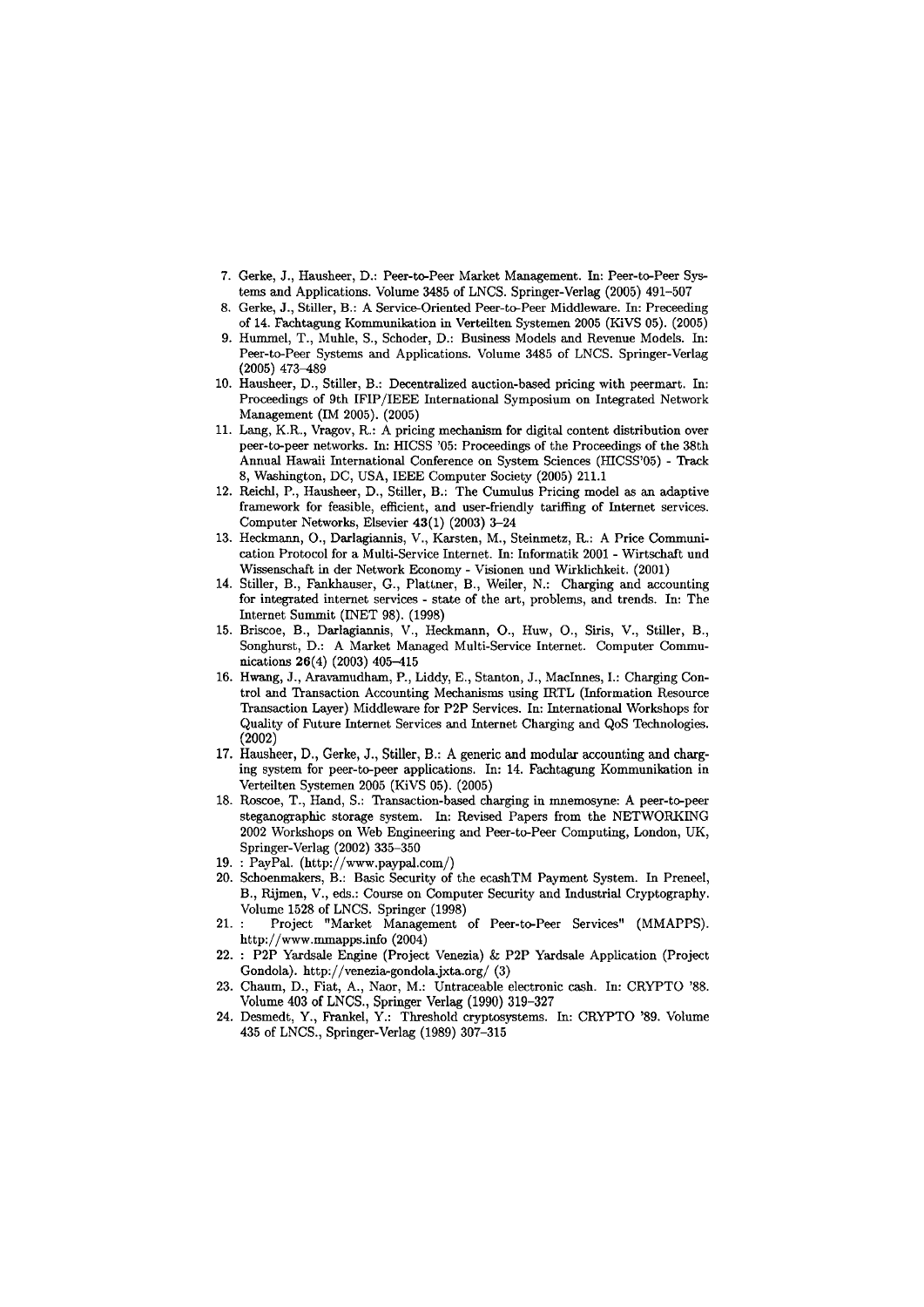7. Gerke, J., Hausheer, D.: Peer-to-Peer Market Management. In: Peer-to-Peer Systems and Applications. Volume 3485 of LNCS. Springer-Verlag (2005) 491–507
8. Gerke, J., Stiller, B.: A Service-Oriented Peer-to-Peer Middleware. In: Preceeding of 14. Fachtagung Kommunikation in Verteilten Systemen 2005 (KiVS 05). (2005)
9. Hummel, T., Muhle, S., Schoder, D.: Business Models and Revenue Models. In: Peer-to-Peer Systems and Applications. Volume 3485 of LNCS. Springer-Verlag (2005) 473–489
10. Hausheer, D., Stiller, B.: Decentralized auction-based pricing with peermart. In: Proceedings of 9th IFIP/IEEE International Symposium on Integrated Network Management (IM 2005). (2005)
11. Lang, K.R., Vragov, R.: A pricing mechanism for digital content distribution over peer-to-peer networks. In: HICSS '05: Proceedings of the Proceedings of the 38th Annual Hawaii International Conference on System Sciences (HICSS'05) - Track 8, Washington, DC, USA, IEEE Computer Society (2005) 211.1
12. Reichl, P., Hausheer, D., Stiller, B.: The Cumulus Pricing model as an adaptive framework for feasible, efficient, and user-friendly tariffing of Internet services. Computer Networks, Elsevier **43**(1) (2003) 3–24
13. Heckmann, O., Darlagiannis, V., Karsten, M., Steinmetz, R.: A Price Communication Protocol for a Multi-Service Internet. In: Informatik 2001 - Wirtschaft und Wissenschaft in der Network Economy - Visionen und Wirklichkeit. (2001)
14. Stiller, B., Fankhauser, G., Plattner, B., Weiler, N.: Charging and accounting for integrated internet services - state of the art, problems, and trends. In: The Internet Summit (INET 98). (1998)
15. Briscoe, B., Darlagiannis, V., Heckmann, O., Huw, O., Siris, V., Stiller, B., Songhurst, D.: A Market Managed Multi-Service Internet. Computer Communications **26**(4) (2003) 405–415
16. Hwang, J., Aravamudham, P., Liddy, E., Stanton, J., MacInnes, I.: Charging Control and Transaction Accounting Mechanisms using IRTL (Information Resource Transaction Layer) Middleware for P2P Services. In: International Workshops for Quality of Future Internet Services and Internet Charging and QoS Technologies. (2002)
17. Hausheer, D., Gerke, J., Stiller, B.: A generic and modular accounting and charging system for peer-to-peer applications. In: 14. Fachtagung Kommunikation in Verteilten Systemen 2005 (KiVS 05). (2005)
18. Roscoe, T., Hand, S.: Transaction-based charging in mnemosyne: A peer-to-peer steganographic storage system. In: Revised Papers from the NETWORKING 2002 Workshops on Web Engineering and Peer-to-Peer Computing, London, UK, Springer-Verlag (2002) 335–350
19. : PayPal. (http://www.paypal.com/)
20. Schoenmakers, B.: Basic Security of the ecashTM Payment System. In Preneel, B., Rijmen, V., eds.: Course on Computer Security and Industrial Cryptography. Volume 1528 of LNCS. Springer (1998)
21. : Project "Market Management of Peer-to-Peer Services" (MMAPPS). http://www.mmapps.info (2004)
22. : P2P Yardsale Engine (Project Venezia) & P2P Yardsale Application (Project Gondola). http://venezia-gondola.jxta.org/ (3)
23. Chaum, D., Fiat, A., Naor, M.: Untraceable electronic cash. In: CRYPTO '88. Volume 403 of LNCS., Springer Verlag (1990) 319–327
24. Desmedt, Y., Frankel, Y.: Threshold cryptosystems. In: CRYPTO '89. Volume 435 of LNCS., Springer-Verlag (1989) 307–315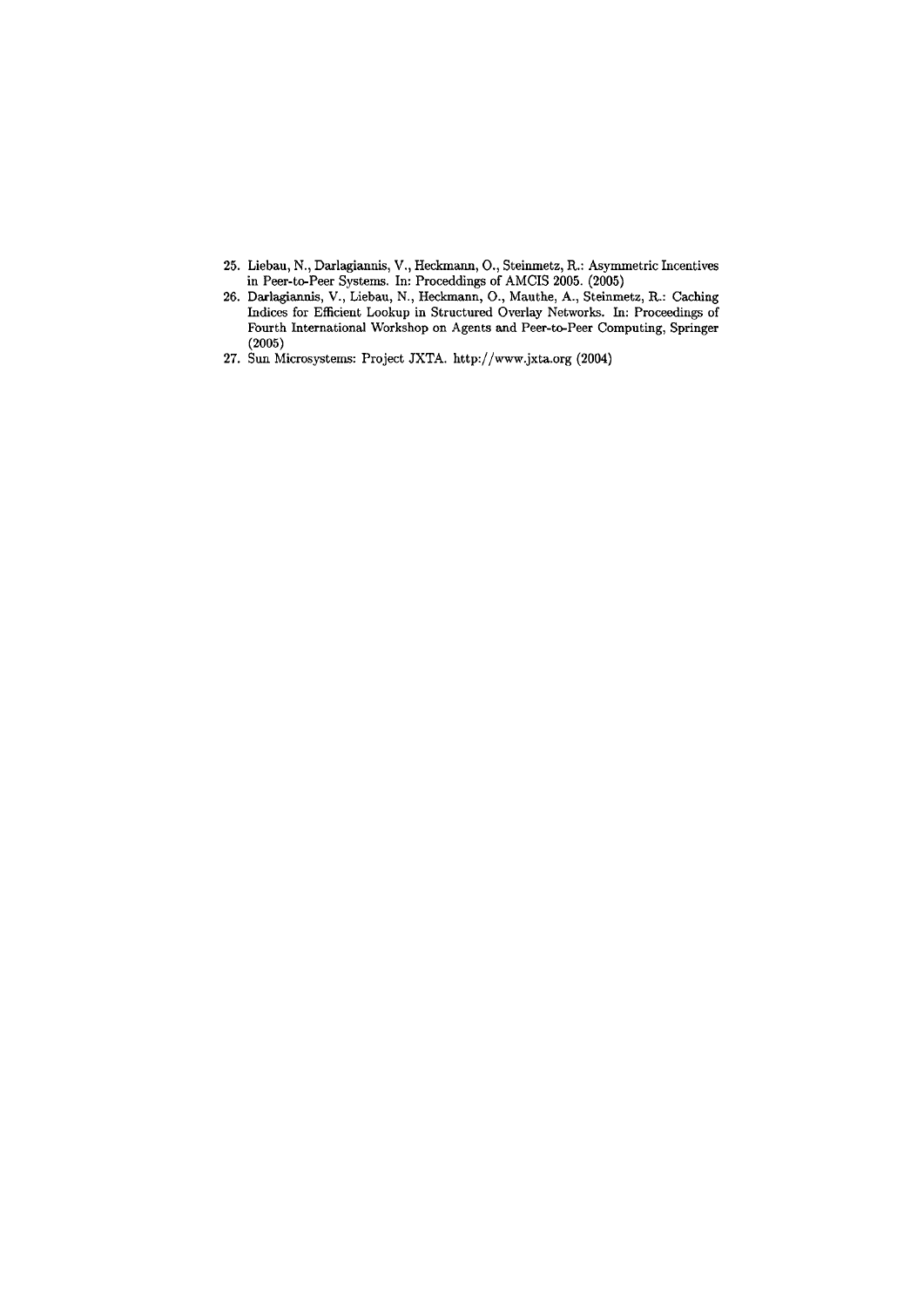25. Liebau, N., Darlagiannis, V., Heckmann, O., Steinmetz, R.: Asymmetric Incentives in Peer-to-Peer Systems. In: Proceddings of AMCIS 2005. (2005)
26. Darlagiannis, V., Liebau, N., Heckmann, O., Mauthe, A., Steinmetz, R.: Caching Indices for Efficient Lookup in Structured Overlay Networks. In: Proceedings of Fourth International Workshop on Agents and Peer-to-Peer Computing, Springer (2005)
27. Sun Microsystems: Project JXTA. http://www.jxta.org (2004)